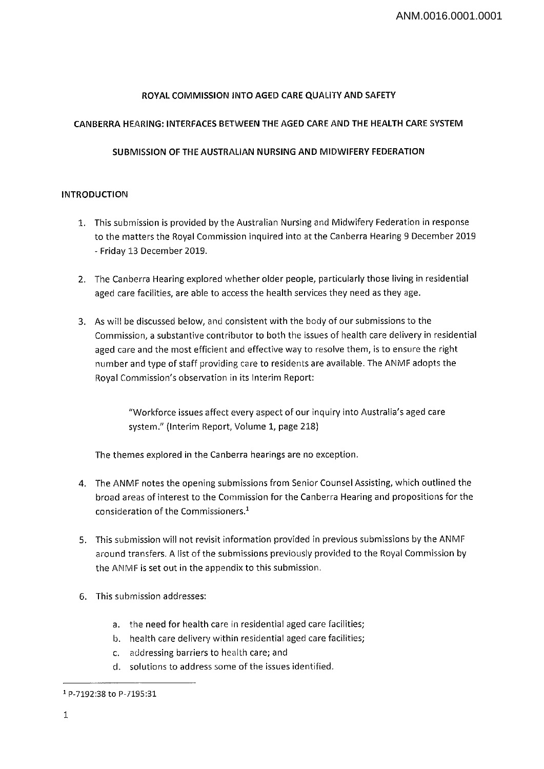# ROYAL COMMISSION INTO AGED CARE QUALITY AND SAFETY

## CANBERRA HEARING: INTERFACES BETWEEN THE AGED CARE AND THE HEALTH CARE SYSTEM

## SUBMISSION OF THE AUSTRALIAN NURSING AND MIDWIFERY FEDERATION

### INTRODUCTION

1. This submission is provided by the Australian Nursing and Midwifery Federation in response to the matters the Royal Commission inquired into at the Canberra Hearing 9 December 2019 - Friday 13 December 2019.

2. The Canberra Hearing explored whether older people, particularly those living in residential aged care facilities, are able to access the health services they need as they age.

3. As will be discussed below, and consistent with the body of our submissions to the Commission, a substantive contributor to both the issues of health care delivery in residential aged care and the most efficient and effective way to resolve them, is to ensure the right number and type of staff providing care to residents are available. The ANMF adopts the Royal Commission's observation in its Interim Report:

   > "Workforce issues affect every aspect of our inquiry into Australia's aged care system." (Interim Report, Volume 1, page 218)

   The themes explored in the Canberra hearings are no exception.

4. The ANMF notes the opening submissions from Senior Counsel Assisting, which outlined the broad areas of interest to the Commission for the Canberra Hearing and propositions for the consideration of the Commissioners.[1]

5. This submission will not revisit information provided in previous submissions by the ANMF around transfers. A list of the submissions previously provided to the Royal Commission by the ANMF is set out in the appendix to this submission.

6. This submission addresses:

   a. the need for health care in residential aged care facilities;
   b. health care delivery within residential aged care facilities;
   c. addressing barriers to health care; and
   d. solutions to address some of the issues identified.

---

[1] P-7192:38 to P-7195:31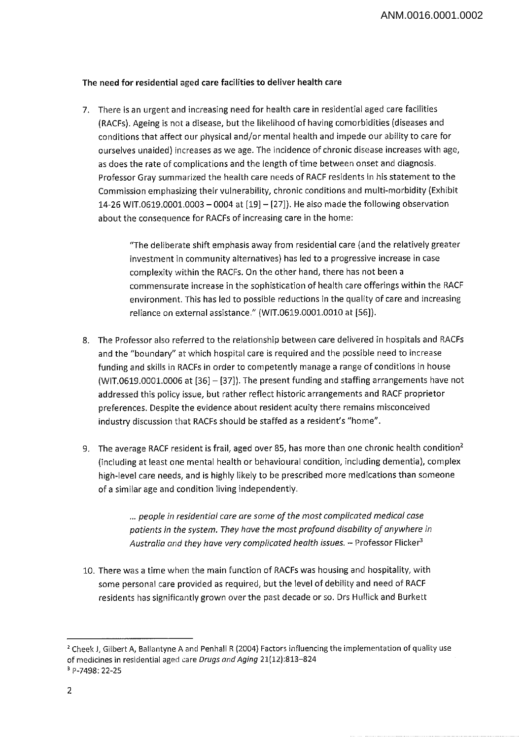**The need for residential aged care facilities to deliver health care**

7. There is an urgent and increasing need for health care in residential aged care facilities (RACFs). Ageing is not a disease, but the likelihood of having comorbidities (diseases and conditions that affect our physical and/or mental health and impede our ability to care for ourselves unaided) increases as we age. The incidence of chronic disease increases with age, as does the rate of complications and the length of time between onset and diagnosis. Professor Gray summarized the health care needs of RACF residents in his statement to the Commission emphasizing their vulnerability, chronic conditions and multi-morbidity (Exhibit 14-26 WIT.0619.0001.0003 – 0004 at [19] – [27]). He also made the following observation about the consequence for RACFs of increasing care in the home:

   > "The deliberate shift emphasis away from residential care (and the relatively greater investment in community alternatives) has led to a progressive increase in case complexity within the RACFs. On the other hand, there has not been a commensurate increase in the sophistication of health care offerings within the RACF environment. This has led to possible reductions in the quality of care and increasing reliance on external assistance." (WIT.0619.0001.0010 at [56]).

8. The Professor also referred to the relationship between care delivered in hospitals and RACFs and the "boundary" at which hospital care is required and the possible need to increase funding and skills in RACFs in order to competently manage a range of conditions in house (WIT.0619.0001.0006 at [36] – [37]). The present funding and staffing arrangements have not addressed this policy issue, but rather reflect historic arrangements and RACF proprietor preferences. Despite the evidence about resident acuity there remains misconceived industry discussion that RACFs should be staffed as a resident's "home".

9. The average RACF resident is frail, aged over 85, has more than one chronic health condition[2] (including at least one mental health or behavioural condition, including dementia), complex high-level care needs, and is highly likely to be prescribed more medications than someone of a similar age and condition living independently.

   > *... people in residential care are some of the most complicated medical case patients in the system. They have the most profound disability of anywhere in Australia and they have very complicated health issues.* – Professor Flicker[3]

10. There was a time when the main function of RACFs was housing and hospitality, with some personal care provided as required, but the level of debility and need of RACF residents has significantly grown over the past decade or so. Drs Hullick and Burkett

---

[2] Cheek J, Gilbert A, Ballantyne A and Penhall R (2004) Factors influencing the implementation of quality use of medicines in residential aged care *Drugs and Aging* 21(12):813–824

[3] P-7498: 22-25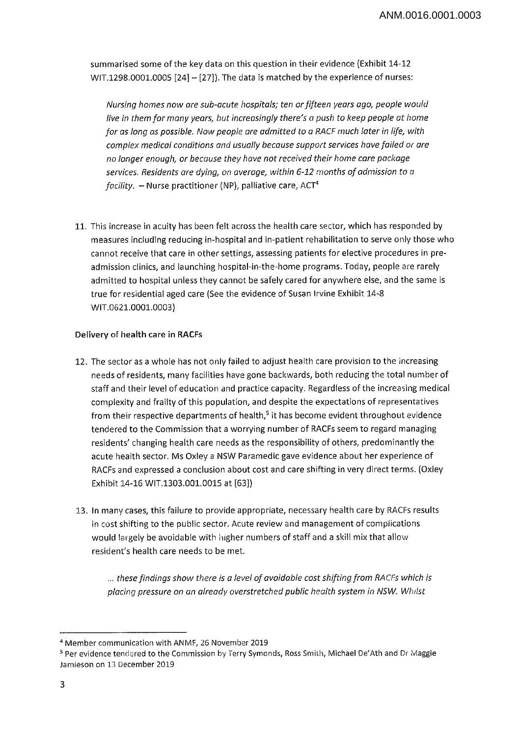summarised some of the key data on this question in their evidence (Exhibit 14-12 WIT.1298.0001.0005 [24] – [27]). The data is matched by the experience of nurses:

> *Nursing homes now are sub-acute hospitals; ten or fifteen years ago, people would live in them for many years, but increasingly there's a push to keep people at home for as long as possible. Now people are admitted to a RACF much later in life, with complex medical conditions and usually because support services have failed or are no longer enough, or because they have not received their home care package services. Residents are dying, on average, within 6-12 months of admission to a facility.* – Nurse practitioner (NP), palliative care, ACT[4]

11. This increase in acuity has been felt across the health care sector, which has responded by measures including reducing in-hospital and in-patient rehabilitation to serve only those who cannot receive that care in other settings, assessing patients for elective procedures in pre-admission clinics, and launching hospital-in-the-home programs. Today, people are rarely admitted to hospital unless they cannot be safely cared for anywhere else, and the same is true for residential aged care (See the evidence of Susan Irvine Exhibit 14-8 WIT.0621.0001.0003)

### Delivery of health care in RACFs

12. The sector as a whole has not only failed to adjust health care provision to the increasing needs of residents, many facilities have gone backwards, both reducing the total number of staff and their level of education and practice capacity. Regardless of the increasing medical complexity and frailty of this population, and despite the expectations of representatives from their respective departments of health,[5] it has become evident throughout evidence tendered to the Commission that a worrying number of RACFs seem to regard managing residents' changing health care needs as the responsibility of others, predominantly the acute health sector. Ms Oxley a NSW Paramedic gave evidence about her experience of RACFs and expressed a conclusion about cost and care shifting in very direct terms. (Oxley Exhibit 14-16 WIT.1303.001.0015 at [63])

13. In many cases, this failure to provide appropriate, necessary health care by RACFs results in cost shifting to the public sector. Acute review and management of complications would largely be avoidable with higher numbers of staff and a skill mix that allow resident's health care needs to be met.

> *... these findings show there is a level of avoidable cost shifting from RACFs which is placing pressure on an already overstretched public health system in NSW. Whilst*

---

[4] Member communication with ANMF, 26 November 2019

[5] Per evidence tendered to the Commission by Terry Symonds, Ross Smith, Michael De'Ath and Dr Maggie Jamieson on 13 December 2019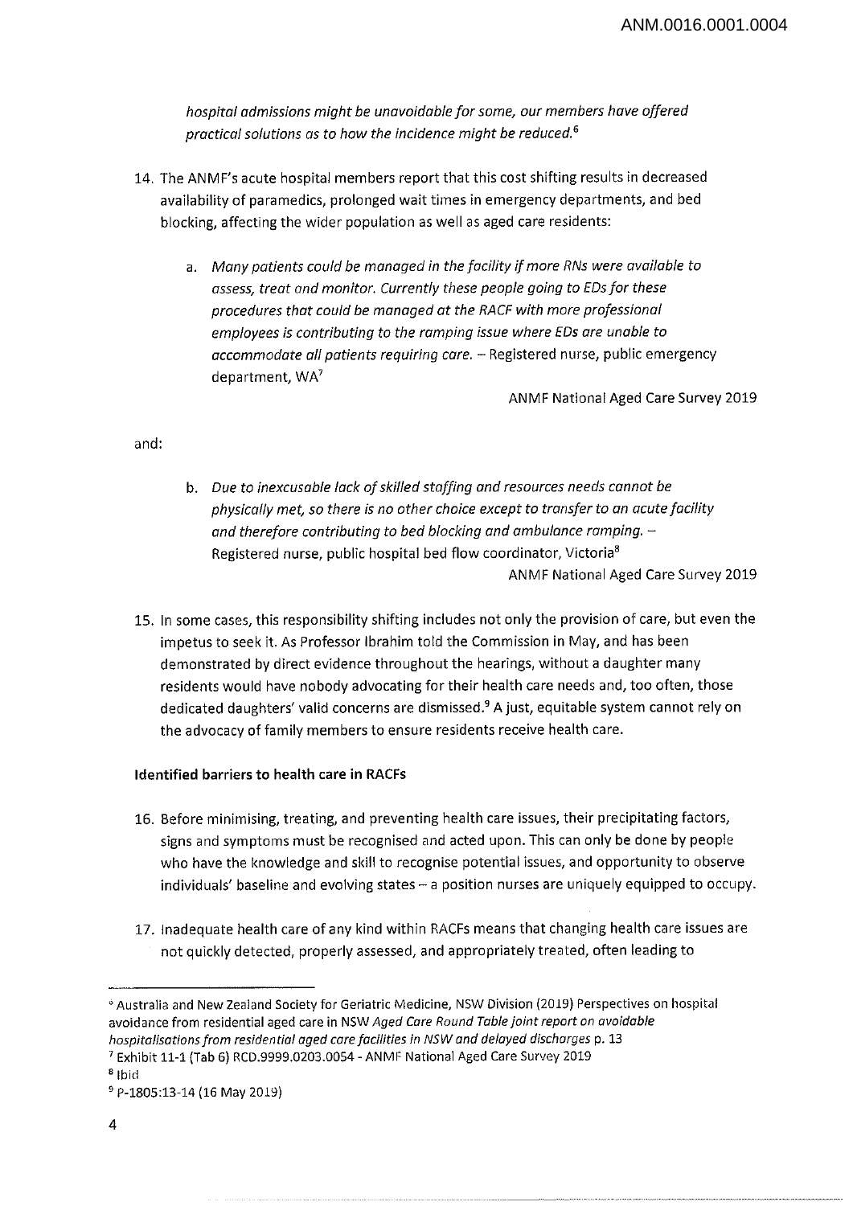*hospital admissions might be unavoidable for some, our members have offered practical solutions as to how the incidence might be reduced.*[6]

14. The ANMF's acute hospital members report that this cost shifting results in decreased availability of paramedics, prolonged wait times in emergency departments, and bed blocking, affecting the wider population as well as aged care residents:

    a. *Many patients could be managed in the facility if more RNs were available to assess, treat and monitor. Currently these people going to EDs for these procedures that could be managed at the RACF with more professional employees is contributing to the ramping issue where EDs are unable to accommodate all patients requiring care.* – Registered nurse, public emergency department, WA[7]

    ANMF National Aged Care Survey 2019

and:

    b. *Due to inexcusable lack of skilled staffing and resources needs cannot be physically met, so there is no other choice except to transfer to an acute facility and therefore contributing to bed blocking and ambulance ramping.* – Registered nurse, public hospital bed flow coordinator, Victoria[8]

    ANMF National Aged Care Survey 2019

15. In some cases, this responsibility shifting includes not only the provision of care, but even the impetus to seek it. As Professor Ibrahim told the Commission in May, and has been demonstrated by direct evidence throughout the hearings, without a daughter many residents would have nobody advocating for their health care needs and, too often, those dedicated daughters' valid concerns are dismissed.[9] A just, equitable system cannot rely on the advocacy of family members to ensure residents receive health care.

**Identified barriers to health care in RACFs**

16. Before minimising, treating, and preventing health care issues, their precipitating factors, signs and symptoms must be recognised and acted upon. This can only be done by people who have the knowledge and skill to recognise potential issues, and opportunity to observe individuals' baseline and evolving states – a position nurses are uniquely equipped to occupy.

17. Inadequate health care of any kind within RACFs means that changing health care issues are not quickly detected, properly assessed, and appropriately treated, often leading to

---

[6] Australia and New Zealand Society for Geriatric Medicine, NSW Division (2019) Perspectives on hospital avoidance from residential aged care in NSW *Aged Care Round Table joint report on avoidable hospitalisations from residential aged care facilities in NSW and delayed discharges* p. 13

[7] Exhibit 11-1 (Tab 6) RCD.9999.0203.0054 - ANMF National Aged Care Survey 2019

[8] Ibid

[9] P-1805:13-14 (16 May 2019)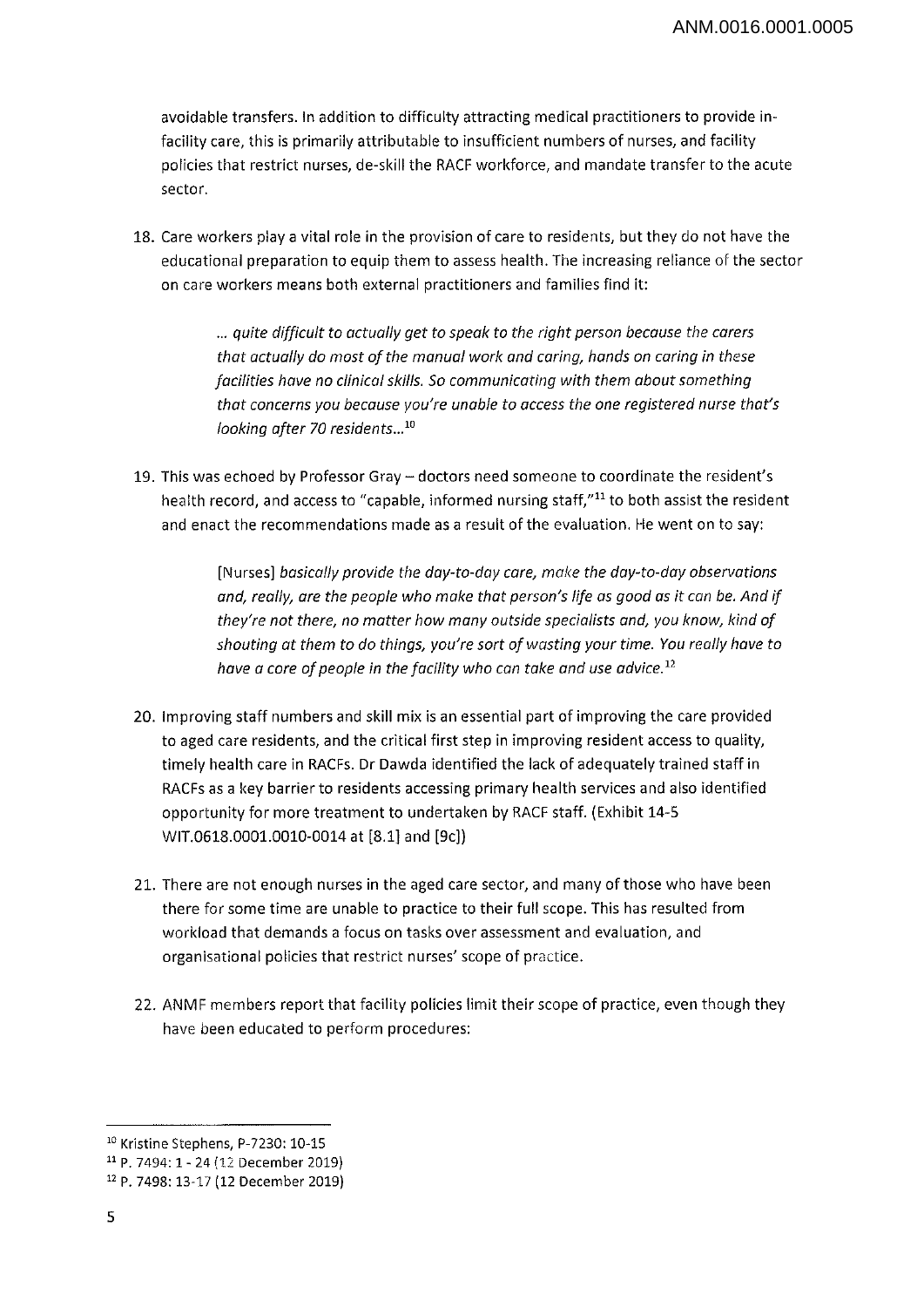avoidable transfers. In addition to difficulty attracting medical practitioners to provide in-facility care, this is primarily attributable to insufficient numbers of nurses, and facility policies that restrict nurses, de-skill the RACF workforce, and mandate transfer to the acute sector.

18. Care workers play a vital role in the provision of care to residents, but they do not have the educational preparation to equip them to assess health. The increasing reliance of the sector on care workers means both external practitioners and families find it:

> *... quite difficult to actually get to speak to the right person because the carers that actually do most of the manual work and caring, hands on caring in these facilities have no clinical skills. So communicating with them about something that concerns you because you're unable to access the one registered nurse that's looking after 70 residents...*[10]

19. This was echoed by Professor Gray – doctors need someone to coordinate the resident's health record, and access to "capable, informed nursing staff,"[11] to both assist the resident and enact the recommendations made as a result of the evaluation. He went on to say:

> [Nurses] *basically provide the day-to-day care, make the day-to-day observations and, really, are the people who make that person's life as good as it can be. And if they're not there, no matter how many outside specialists and, you know, kind of shouting at them to do things, you're sort of wasting your time. You really have to have a core of people in the facility who can take and use advice.*[12]

20. Improving staff numbers and skill mix is an essential part of improving the care provided to aged care residents, and the critical first step in improving resident access to quality, timely health care in RACFs. Dr Dawda identified the lack of adequately trained staff in RACFs as a key barrier to residents accessing primary health services and also identified opportunity for more treatment to undertaken by RACF staff. (Exhibit 14-5 WIT.0618.0001.0010-0014 at [8.1] and [9c])

21. There are not enough nurses in the aged care sector, and many of those who have been there for some time are unable to practice to their full scope. This has resulted from workload that demands a focus on tasks over assessment and evaluation, and organisational policies that restrict nurses' scope of practice.

22. ANMF members report that facility policies limit their scope of practice, even though they have been educated to perform procedures:

---

[10] Kristine Stephens, P-7230: 10-15

[11] P. 7494: 1 - 24 (12 December 2019)

[12] P. 7498: 13-17 (12 December 2019)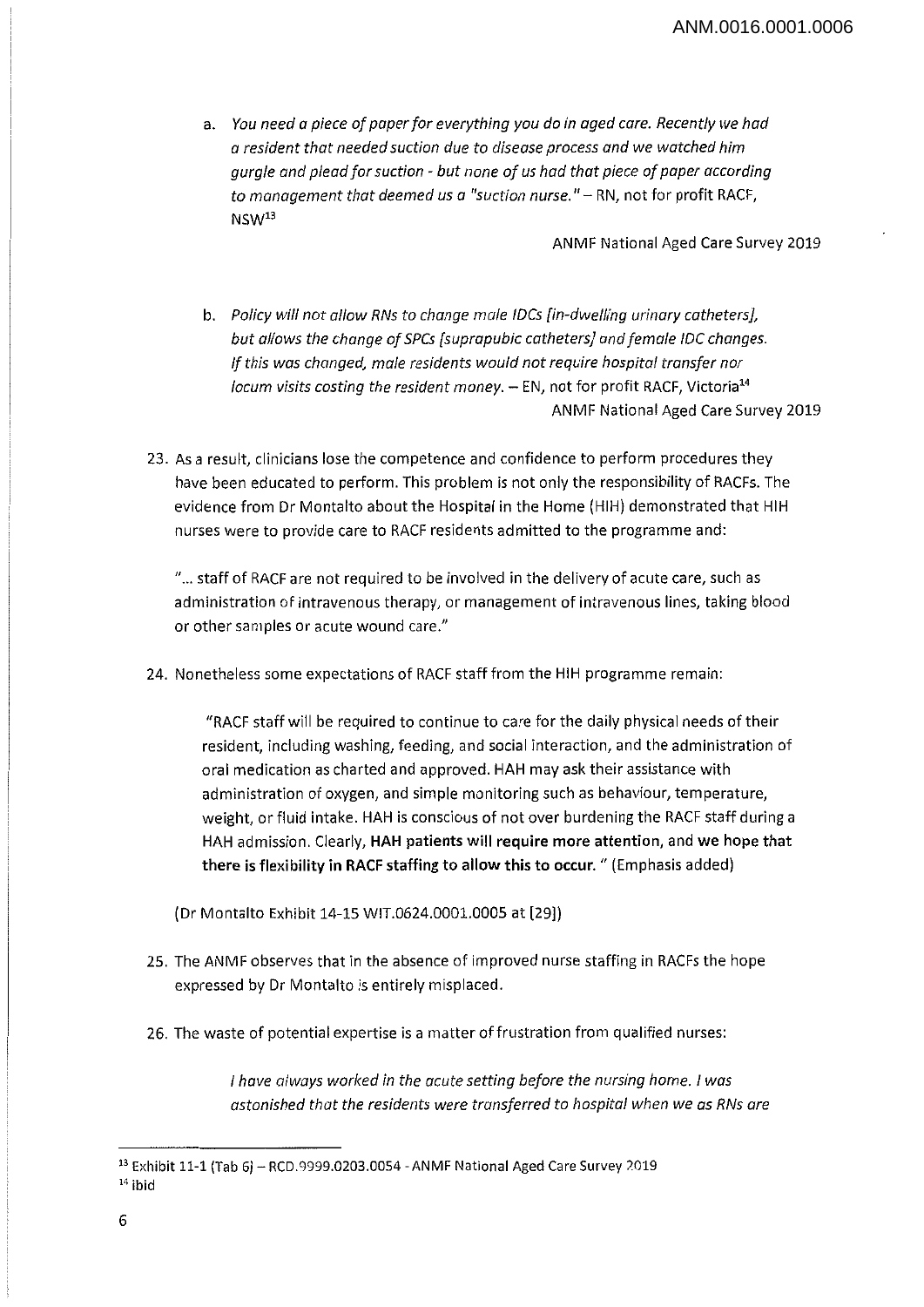a. *You need a piece of paper for everything you do in aged care. Recently we had a resident that needed suction due to disease process and we watched him gurgle and plead for suction - but none of us had that piece of paper according to management that deemed us a "suction nurse."* – RN, not for profit RACF, NSW[13]

ANMF National Aged Care Survey 2019

b. *Policy will not allow RNs to change male IDCs [in-dwelling urinary catheters], but allows the change of SPCs [suprapubic catheters] and female IDC changes. If this was changed, male residents would not require hospital transfer nor locum visits costing the resident money.* – EN, not for profit RACF, Victoria[14]

ANMF National Aged Care Survey 2019

23. As a result, clinicians lose the competence and confidence to perform procedures they have been educated to perform. This problem is not only the responsibility of RACFs. The evidence from Dr Montalto about the Hospital in the Home (HIH) demonstrated that HIH nurses were to provide care to RACF residents admitted to the programme and:

"... staff of RACF are not required to be involved in the delivery of acute care, such as administration of intravenous therapy, or management of intravenous lines, taking blood or other samples or acute wound care."

24. Nonetheless some expectations of RACF staff from the HIH programme remain:

"RACF staff will be required to continue to care for the daily physical needs of their resident, including washing, feeding, and social interaction, and the administration of oral medication as charted and approved. HAH may ask their assistance with administration of oxygen, and simple monitoring such as behaviour, temperature, weight, or fluid intake. HAH is conscious of not over burdening the RACF staff during a HAH admission. Clearly, **HAH patients will require more attention**, and **we hope that there is flexibility in RACF staffing to allow this to occur.** " (Emphasis added)

(Dr Montalto Exhibit 14-15 WIT.0624.0001.0005 at [29])

25. The ANMF observes that in the absence of improved nurse staffing in RACFs the hope expressed by Dr Montalto is entirely misplaced.

26. The waste of potential expertise is a matter of frustration from qualified nurses:

*I have always worked in the acute setting before the nursing home. I was astonished that the residents were transferred to hospital when we as RNs are*

---

[13] Exhibit 11-1 (Tab 6) – RCD.9999.0203.0054 - ANMF National Aged Care Survey 2019

[14] ibid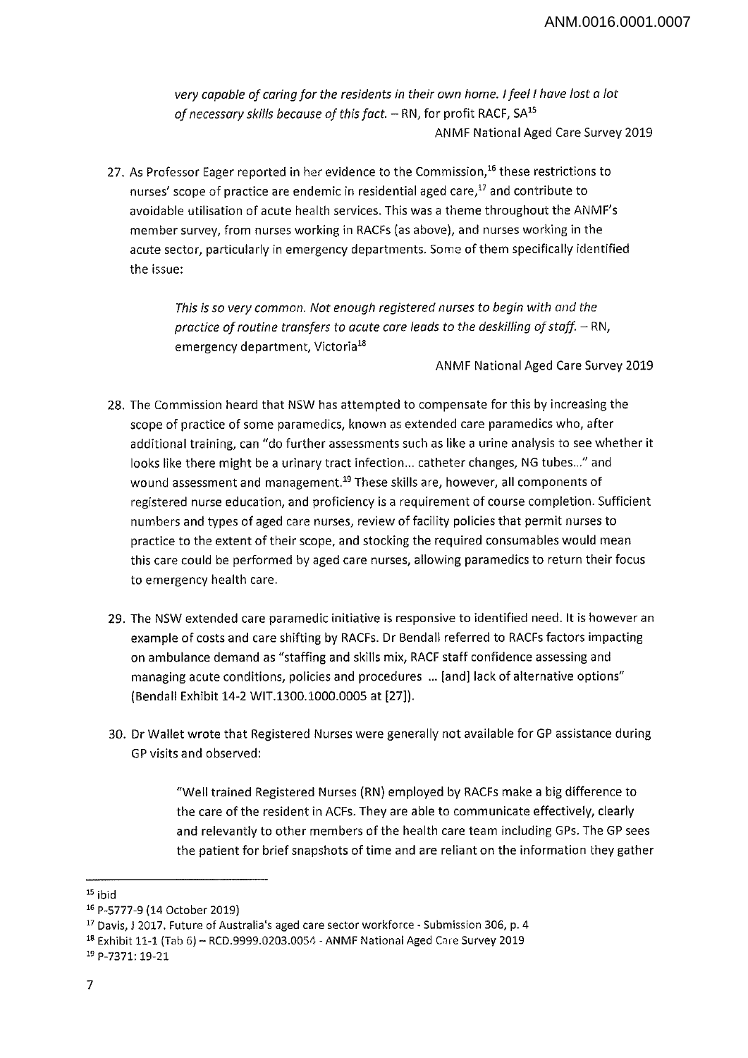> *very capable of caring for the residents in their own home. I feel I have lost a lot of necessary skills because of this fact.* – RN, for profit RACF, SA[15]
>
> ANMF National Aged Care Survey 2019

27. As Professor Eager reported in her evidence to the Commission,[16] these restrictions to nurses' scope of practice are endemic in residential aged care,[17] and contribute to avoidable utilisation of acute health services. This was a theme throughout the ANMF's member survey, from nurses working in RACFs (as above), and nurses working in the acute sector, particularly in emergency departments. Some of them specifically identified the issue:

> *This is so very common. Not enough registered nurses to begin with and the practice of routine transfers to acute care leads to the deskilling of staff.* – RN, emergency department, Victoria[18]
>
> ANMF National Aged Care Survey 2019

28. The Commission heard that NSW has attempted to compensate for this by increasing the scope of practice of some paramedics, known as extended care paramedics who, after additional training, can "do further assessments such as like a urine analysis to see whether it looks like there might be a urinary tract infection... catheter changes, NG tubes..." and wound assessment and management.[19] These skills are, however, all components of registered nurse education, and proficiency is a requirement of course completion. Sufficient numbers and types of aged care nurses, review of facility policies that permit nurses to practice to the extent of their scope, and stocking the required consumables would mean this care could be performed by aged care nurses, allowing paramedics to return their focus to emergency health care.

29. The NSW extended care paramedic initiative is responsive to identified need. It is however an example of costs and care shifting by RACFs. Dr Bendall referred to RACFs factors impacting on ambulance demand as "staffing and skills mix, RACF staff confidence assessing and managing acute conditions, policies and procedures ... [and] lack of alternative options" (Bendall Exhibit 14-2 WIT.1300.1000.0005 at [27]).

30. Dr Wallet wrote that Registered Nurses were generally not available for GP assistance during GP visits and observed:

> "Well trained Registered Nurses (RN) employed by RACFs make a big difference to the care of the resident in ACFs. They are able to communicate effectively, clearly and relevantly to other members of the health care team including GPs. The GP sees the patient for brief snapshots of time and are reliant on the information they gather

---

[15] ibid

[16] P-5777-9 (14 October 2019)

[17] Davis, J 2017. Future of Australia's aged care sector workforce - Submission 306, p. 4

[18] Exhibit 11-1 (Tab 6) – RCD.9999.0203.0054 - ANMF National Aged Care Survey 2019

[19] P-7371: 19-21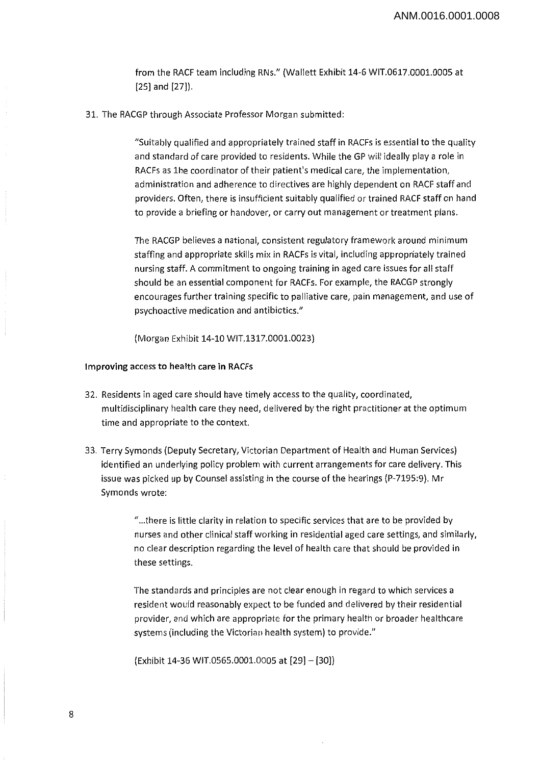from the RACF team including RNs." (Wallett Exhibit 14-6 WIT.0617.0001.0005 at [25] and [27]).

31. The RACGP through Associate Professor Morgan submitted:

> "Suitably qualified and appropriately trained staff in RACFs is essential to the quality and standard of care provided to residents. While the GP will ideally play a role in RACFs as the coordinator of their patient's medical care, the implementation, administration and adherence to directives are highly dependent on RACF staff and providers. Often, there is insufficient suitably qualified or trained RACF staff on hand to provide a briefing or handover, or carry out management or treatment plans.
>
> The RACGP believes a national, consistent regulatory framework around minimum staffing and appropriate skills mix in RACFs is vital, including appropriately trained nursing staff. A commitment to ongoing training in aged care issues for all staff should be an essential component for RACFs. For example, the RACGP strongly encourages further training specific to palliative care, pain management, and use of psychoactive medication and antibiotics."
>
> (Morgan Exhibit 14-10 WIT.1317.0001.0023)

**Improving access to health care in RACFs**

32. Residents in aged care should have timely access to the quality, coordinated, multidisciplinary health care they need, delivered by the right practitioner at the optimum time and appropriate to the context.

33. Terry Symonds (Deputy Secretary, Victorian Department of Health and Human Services) identified an underlying policy problem with current arrangements for care delivery. This issue was picked up by Counsel assisting in the course of the hearings (P-7195:9). Mr Symonds wrote:

> "...there is little clarity in relation to specific services that are to be provided by nurses and other clinical staff working in residential aged care settings, and similarly, no clear description regarding the level of health care that should be provided in these settings.
>
> The standards and principles are not clear enough in regard to which services a resident would reasonably expect to be funded and delivered by their residential provider, and which are appropriate for the primary health or broader healthcare systems (including the Victorian health system) to provide."
>
> (Exhibit 14-36 WIT.0565.0001.0005 at [29] – [30])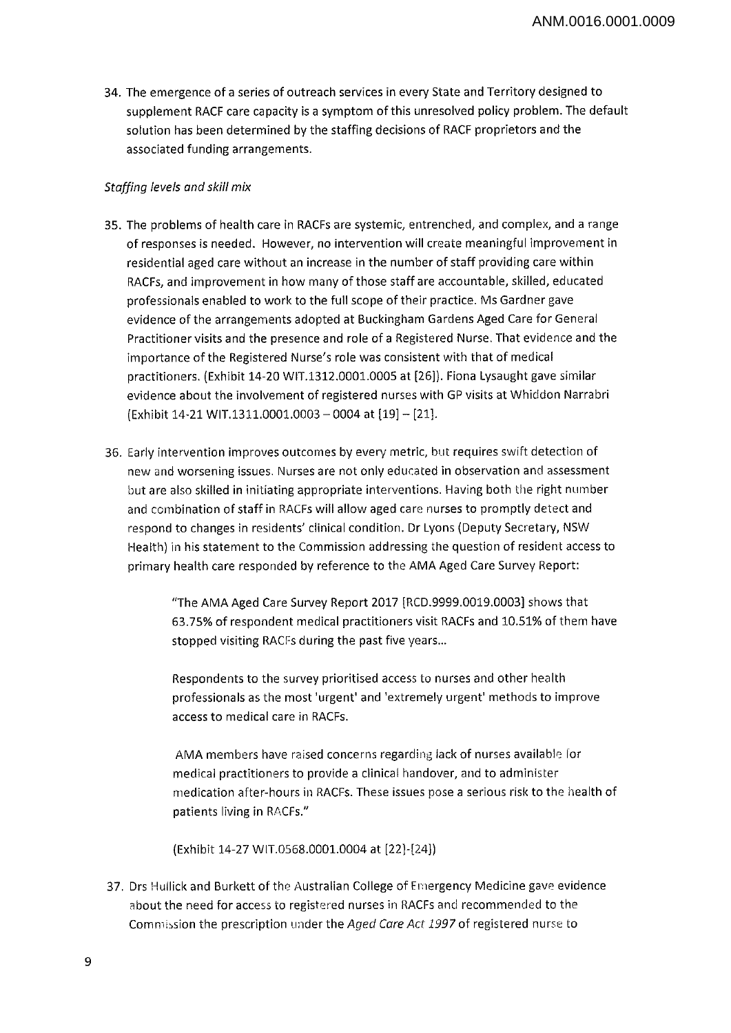34. The emergence of a series of outreach services in every State and Territory designed to supplement RACF care capacity is a symptom of this unresolved policy problem. The default solution has been determined by the staffing decisions of RACF proprietors and the associated funding arrangements.

*Staffing levels and skill mix*

35. The problems of health care in RACFs are systemic, entrenched, and complex, and a range of responses is needed. However, no intervention will create meaningful improvement in residential aged care without an increase in the number of staff providing care within RACFs, and improvement in how many of those staff are accountable, skilled, educated professionals enabled to work to the full scope of their practice. Ms Gardner gave evidence of the arrangements adopted at Buckingham Gardens Aged Care for General Practitioner visits and the presence and role of a Registered Nurse. That evidence and the importance of the Registered Nurse's role was consistent with that of medical practitioners. (Exhibit 14-20 WIT.1312.0001.0005 at [26]). Fiona Lysaught gave similar evidence about the involvement of registered nurses with GP visits at Whiddon Narrabri (Exhibit 14-21 WIT.1311.0001.0003 – 0004 at [19] – [21].

36. Early intervention improves outcomes by every metric, but requires swift detection of new and worsening issues. Nurses are not only educated in observation and assessment but are also skilled in initiating appropriate interventions. Having both the right number and combination of staff in RACFs will allow aged care nurses to promptly detect and respond to changes in residents' clinical condition. Dr Lyons (Deputy Secretary, NSW Health) in his statement to the Commission addressing the question of resident access to primary health care responded by reference to the AMA Aged Care Survey Report:

> "The AMA Aged Care Survey Report 2017 [RCD.9999.0019.0003] shows that 63.75% of respondent medical practitioners visit RACFs and 10.51% of them have stopped visiting RACFs during the past five years...
>
> Respondents to the survey prioritised access to nurses and other health professionals as the most 'urgent' and 'extremely urgent' methods to improve access to medical care in RACFs.
>
> AMA members have raised concerns regarding lack of nurses available for medical practitioners to provide a clinical handover, and to administer medication after-hours in RACFs. These issues pose a serious risk to the health of patients living in RACFs."
>
> (Exhibit 14-27 WIT.0568.0001.0004 at [22]-[24])

37. Drs Hullick and Burkett of the Australian College of Emergency Medicine gave evidence about the need for access to registered nurses in RACFs and recommended to the Commission the prescription under the *Aged Care Act 1997* of registered nurse to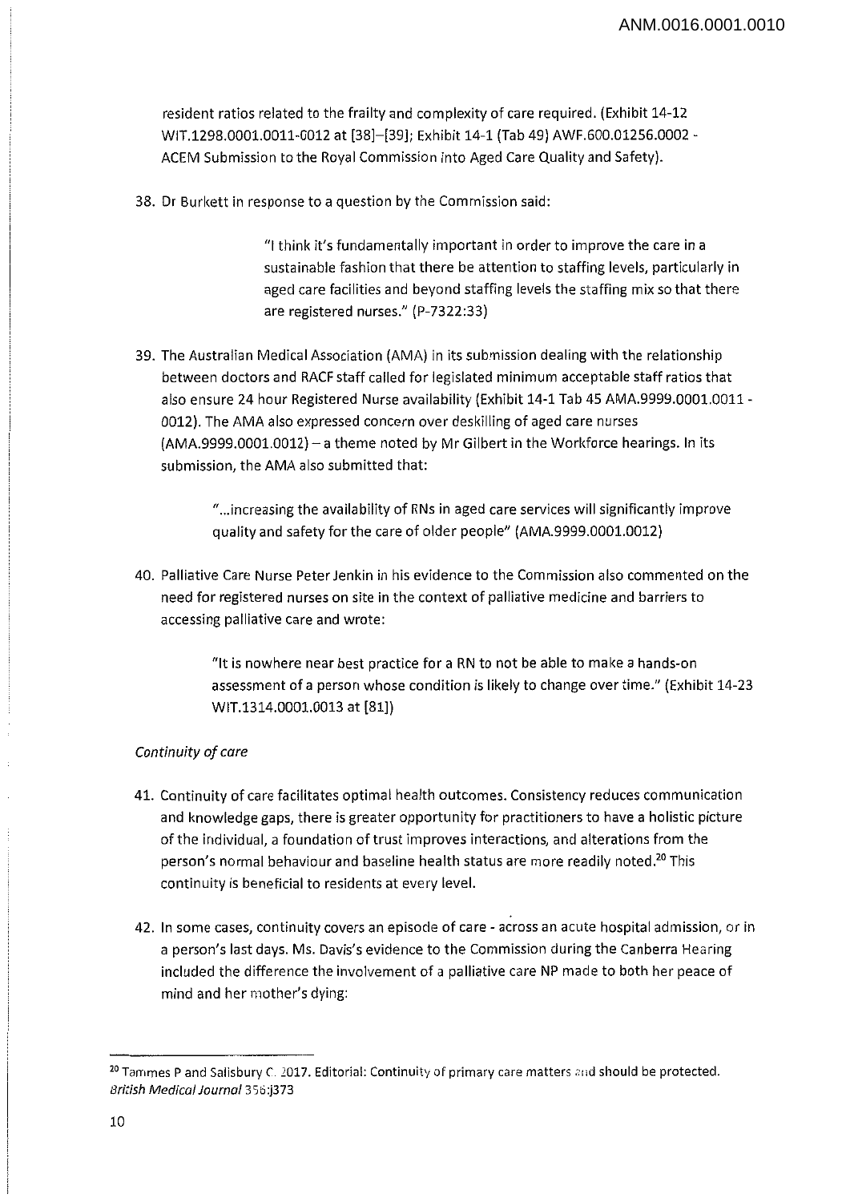resident ratios related to the frailty and complexity of care required. (Exhibit 14-12 WIT.1298.0001.0011-0012 at [38]–[39]; Exhibit 14-1 (Tab 49) AWF.600.01256.0002 - ACEM Submission to the Royal Commission into Aged Care Quality and Safety).

38. Dr Burkett in response to a question by the Commission said:

> "I think it's fundamentally important in order to improve the care in a sustainable fashion that there be attention to staffing levels, particularly in aged care facilities and beyond staffing levels the staffing mix so that there are registered nurses." (P-7322:33)

39. The Australian Medical Association (AMA) in its submission dealing with the relationship between doctors and RACF staff called for legislated minimum acceptable staff ratios that also ensure 24 hour Registered Nurse availability (Exhibit 14-1 Tab 45 AMA.9999.0001.0011 - 0012). The AMA also expressed concern over deskilling of aged care nurses (AMA.9999.0001.0012) – a theme noted by Mr Gilbert in the Workforce hearings. In its submission, the AMA also submitted that:

> "...increasing the availability of RNs in aged care services will significantly improve quality and safety for the care of older people" (AMA.9999.0001.0012)

40. Palliative Care Nurse Peter Jenkin in his evidence to the Commission also commented on the need for registered nurses on site in the context of palliative medicine and barriers to accessing palliative care and wrote:

> "It is nowhere near best practice for a RN to not be able to make a hands-on assessment of a person whose condition is likely to change over time." (Exhibit 14-23 WIT.1314.0001.0013 at [81])

*Continuity of care*

41. Continuity of care facilitates optimal health outcomes. Consistency reduces communication and knowledge gaps, there is greater opportunity for practitioners to have a holistic picture of the individual, a foundation of trust improves interactions, and alterations from the person's normal behaviour and baseline health status are more readily noted.[20] This continuity is beneficial to residents at every level.

42. In some cases, continuity covers an episode of care - across an acute hospital admission, or in a person's last days. Ms. Davis's evidence to the Commission during the Canberra Hearing included the difference the involvement of a palliative care NP made to both her peace of mind and her mother's dying:

---

[20] Tammes P and Salisbury C. 2017. Editorial: Continuity of primary care matters and should be protected. *British Medical Journal* 356:j373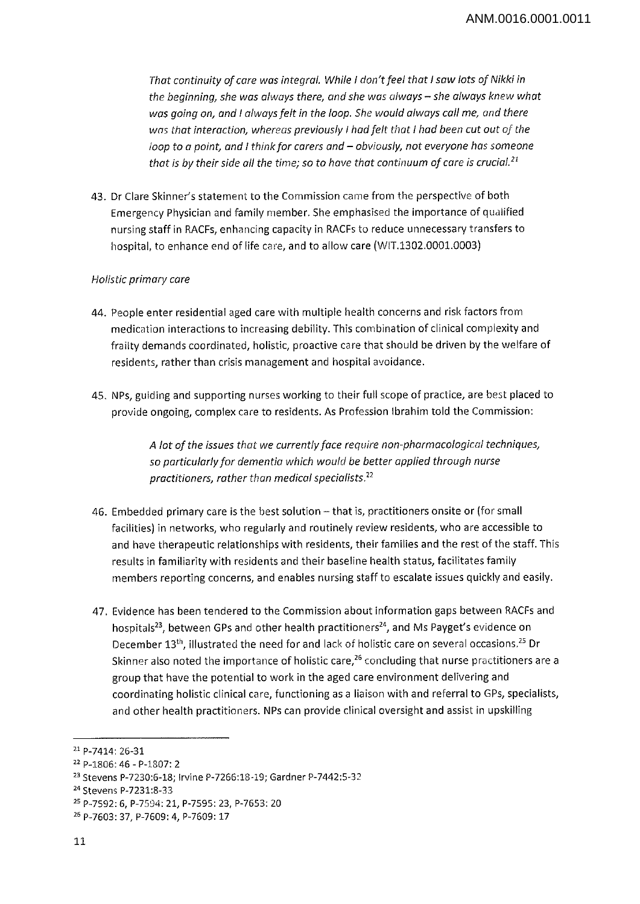*That continuity of care was integral. While I don't feel that I saw lots of Nikki in the beginning, she was always there, and she was always – she always knew what was going on, and I always felt in the loop. She would always call me, and there was that interaction, whereas previously I had felt that I had been cut out of the loop to a point, and I think for carers and – obviously, not everyone has someone that is by their side all the time; so to have that continuum of care is crucial.*[21]

43. Dr Clare Skinner's statement to the Commission came from the perspective of both Emergency Physician and family member. She emphasised the importance of qualified nursing staff in RACFs, enhancing capacity in RACFs to reduce unnecessary transfers to hospital, to enhance end of life care, and to allow care (WIT.1302.0001.0003)

*Holistic primary care*

44. People enter residential aged care with multiple health concerns and risk factors from medication interactions to increasing debility. This combination of clinical complexity and frailty demands coordinated, holistic, proactive care that should be driven by the welfare of residents, rather than crisis management and hospital avoidance.

45. NPs, guiding and supporting nurses working to their full scope of practice, are best placed to provide ongoing, complex care to residents. As Profession Ibrahim told the Commission:

    *A lot of the issues that we currently face require non-pharmacological techniques, so particularly for dementia which would be better applied through nurse practitioners, rather than medical specialists.*[22]

46. Embedded primary care is the best solution – that is, practitioners onsite or (for small facilities) in networks, who regularly and routinely review residents, who are accessible to and have therapeutic relationships with residents, their families and the rest of the staff. This results in familiarity with residents and their baseline health status, facilitates family members reporting concerns, and enables nursing staff to escalate issues quickly and easily.

47. Evidence has been tendered to the Commission about information gaps between RACFs and hospitals[23], between GPs and other health practitioners[24], and Ms Payget's evidence on December 13th, illustrated the need for and lack of holistic care on several occasions.[25] Dr Skinner also noted the importance of holistic care,[26] concluding that nurse practitioners are a group that have the potential to work in the aged care environment delivering and coordinating holistic clinical care, functioning as a liaison with and referral to GPs, specialists, and other health practitioners. NPs can provide clinical oversight and assist in upskilling

---

[21] P-7414: 26-31
[22] P-1806: 46 - P-1807: 2
[23] Stevens P-7230:6-18; Irvine P-7266:18-19; Gardner P-7442:5-32
[24] Stevens P-7231:8-33
[25] P-7592: 6, P-7594: 21, P-7595: 23, P-7653: 20
[26] P-7603: 37, P-7609: 4, P-7609: 17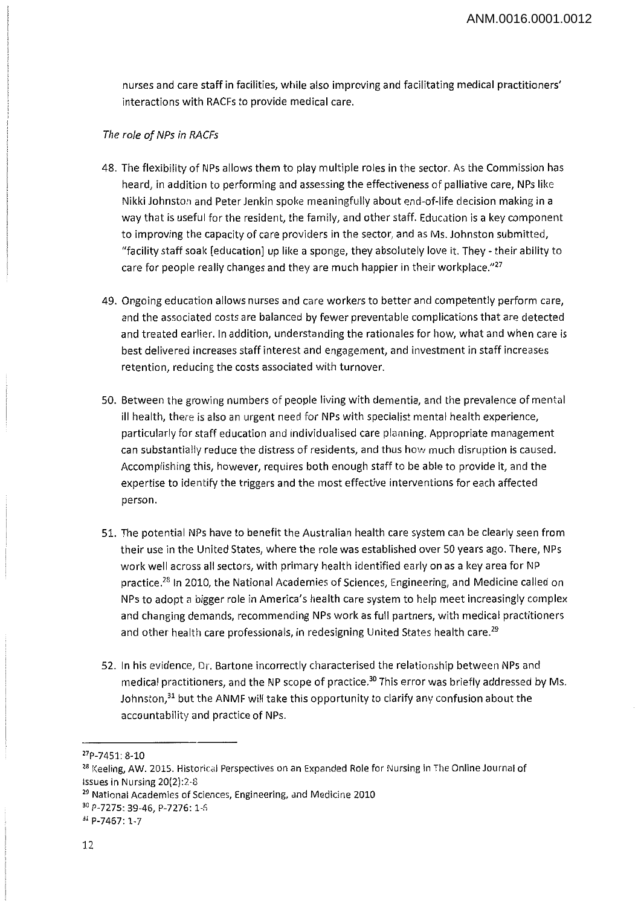nurses and care staff in facilities, while also improving and facilitating medical practitioners' interactions with RACFs to provide medical care.

*The role of NPs in RACFs*

48. The flexibility of NPs allows them to play multiple roles in the sector. As the Commission has heard, in addition to performing and assessing the effectiveness of palliative care, NPs like Nikki Johnston and Peter Jenkin spoke meaningfully about end-of-life decision making in a way that is useful for the resident, the family, and other staff. Education is a key component to improving the capacity of care providers in the sector, and as Ms. Johnston submitted, "facility staff soak [education] up like a sponge, they absolutely love it. They - their ability to care for people really changes and they are much happier in their workplace."[27]

49. Ongoing education allows nurses and care workers to better and competently perform care, and the associated costs are balanced by fewer preventable complications that are detected and treated earlier. In addition, understanding the rationales for how, what and when care is best delivered increases staff interest and engagement, and investment in staff increases retention, reducing the costs associated with turnover.

50. Between the growing numbers of people living with dementia, and the prevalence of mental ill health, there is also an urgent need for NPs with specialist mental health experience, particularly for staff education and individualised care planning. Appropriate management can substantially reduce the distress of residents, and thus how much disruption is caused. Accomplishing this, however, requires both enough staff to be able to provide it, and the expertise to identify the triggers and the most effective interventions for each affected person.

51. The potential NPs have to benefit the Australian health care system can be clearly seen from their use in the United States, where the role was established over 50 years ago. There, NPs work well across all sectors, with primary health identified early on as a key area for NP practice.[28] In 2010, the National Academies of Sciences, Engineering, and Medicine called on NPs to adopt a bigger role in America's health care system to help meet increasingly complex and changing demands, recommending NPs work as full partners, with medical practitioners and other health care professionals, in redesigning United States health care.[29]

52. In his evidence, Dr. Bartone incorrectly characterised the relationship between NPs and medical practitioners, and the NP scope of practice.[30] This error was briefly addressed by Ms. Johnston,[31] but the ANMF will take this opportunity to clarify any confusion about the accountability and practice of NPs.

---

[27] P-7451: 8-10

[28] Keeling, AW. 2015. Historical Perspectives on an Expanded Role for Nursing in The Online Journal of Issues in Nursing 20(2):2-8

[29] National Academies of Sciences, Engineering, and Medicine 2010

[30] P-7275: 39-46, P-7276: 1-6

[31] P-7467: 1-7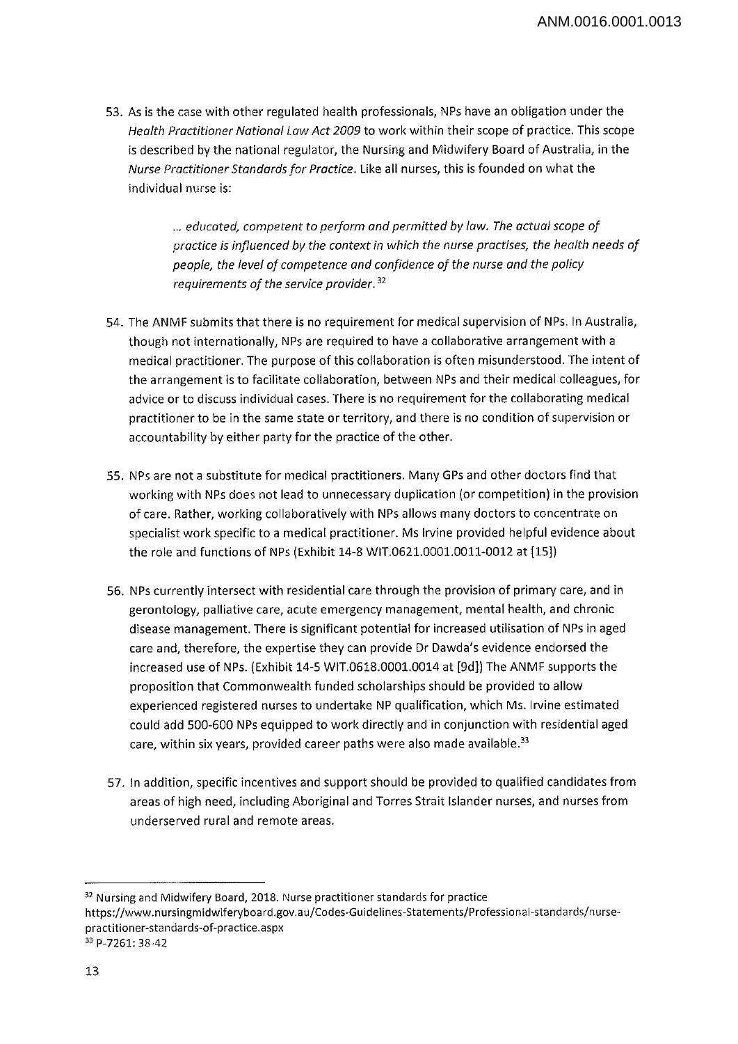53. As is the case with other regulated health professionals, NPs have an obligation under the *Health Practitioner National Law Act 2009* to work within their scope of practice. This scope is described by the national regulator, the Nursing and Midwifery Board of Australia, in the *Nurse Practitioner Standards for Practice*. Like all nurses, this is founded on what the individual nurse is:

> *... educated, competent to perform and permitted by law. The actual scope of practice is influenced by the context in which the nurse practises, the health needs of people, the level of competence and confidence of the nurse and the policy requirements of the service provider.*[32]

54. The ANMF submits that there is no requirement for medical supervision of NPs. In Australia, though not internationally, NPs are required to have a collaborative arrangement with a medical practitioner. The purpose of this collaboration is often misunderstood. The intent of the arrangement is to facilitate collaboration, between NPs and their medical colleagues, for advice or to discuss individual cases. There is no requirement for the collaborating medical practitioner to be in the same state or territory, and there is no condition of supervision or accountability by either party for the practice of the other.

55. NPs are not a substitute for medical practitioners. Many GPs and other doctors find that working with NPs does not lead to unnecessary duplication (or competition) in the provision of care. Rather, working collaboratively with NPs allows many doctors to concentrate on specialist work specific to a medical practitioner. Ms Irvine provided helpful evidence about the role and functions of NPs (Exhibit 14-8 WIT.0621.0001.0011-0012 at [15])

56. NPs currently intersect with residential care through the provision of primary care, and in gerontology, palliative care, acute emergency management, mental health, and chronic disease management. There is significant potential for increased utilisation of NPs in aged care and, therefore, the expertise they can provide Dr Dawda's evidence endorsed the increased use of NPs. (Exhibit 14-5 WIT.0618.0001.0014 at [9d]) The ANMF supports the proposition that Commonwealth funded scholarships should be provided to allow experienced registered nurses to undertake NP qualification, which Ms. Irvine estimated could add 500-600 NPs equipped to work directly and in conjunction with residential aged care, within six years, provided career paths were also made available.[33]

57. In addition, specific incentives and support should be provided to qualified candidates from areas of high need, including Aboriginal and Torres Strait Islander nurses, and nurses from underserved rural and remote areas.

---

[32] Nursing and Midwifery Board, 2018. Nurse practitioner standards for practice https://www.nursingmidwiferyboard.gov.au/Codes-Guidelines-Statements/Professional-standards/nurse-practitioner-standards-of-practice.aspx

[33] P-7261: 38-42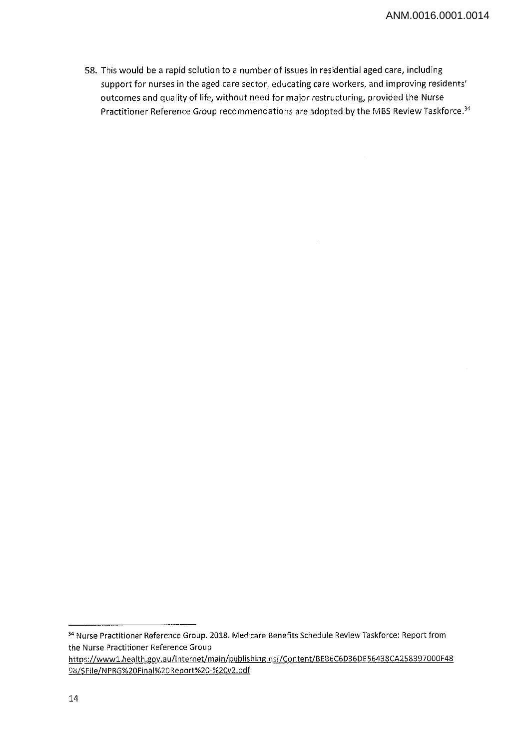58. This would be a rapid solution to a number of issues in residential aged care, including support for nurses in the aged care sector, educating care workers, and improving residents' outcomes and quality of life, without need for major restructuring, provided the Nurse Practitioner Reference Group recommendations are adopted by the MBS Review Taskforce.[34]

---

[34] Nurse Practitioner Reference Group. 2018. Medicare Benefits Schedule Review Taskforce: Report from the Nurse Practitioner Reference Group https://www1.health.gov.au/internet/main/publishing.nsf/Content/BEB6C6D36DE56438CA258397000F4898/$File/NPRG%20Final%20Report%20-%20v2.pdf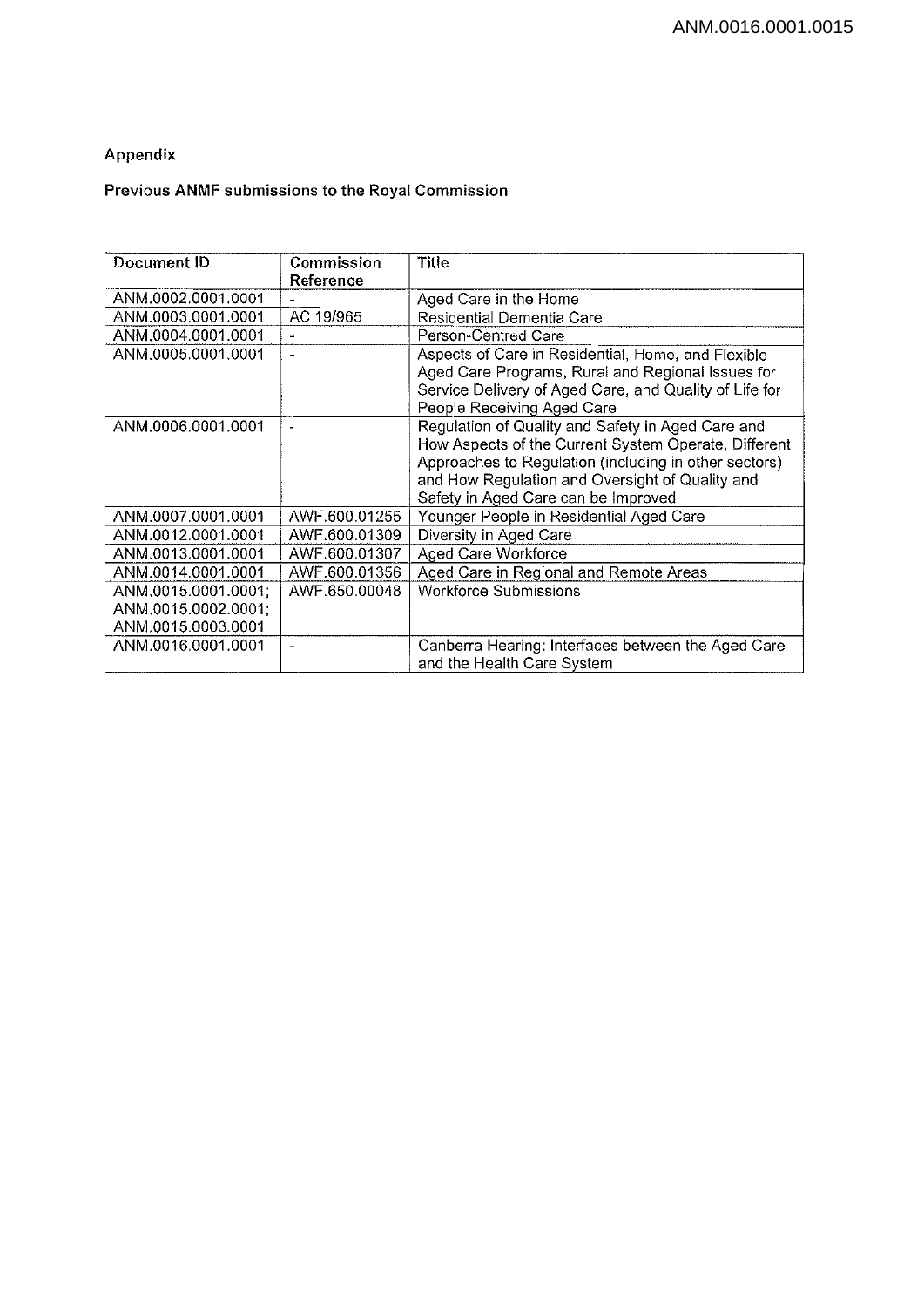## Appendix

### Previous ANMF submissions to the Royal Commission

| Document ID | Commission Reference | Title |
|---|---|---|
| ANM.0002.0001.0001 | - | Aged Care in the Home |
| ANM.0003.0001.0001 | AC 19/965 | Residential Dementia Care |
| ANM.0004.0001.0001 | - | Person-Centred Care |
| ANM.0005.0001.0001 | - | Aspects of Care in Residential, Home, and Flexible Aged Care Programs, Rural and Regional Issues for Service Delivery of Aged Care, and Quality of Life for People Receiving Aged Care |
| ANM.0006.0001.0001 | - | Regulation of Quality and Safety in Aged Care and How Aspects of the Current System Operate, Different Approaches to Regulation (including in other sectors) and How Regulation and Oversight of Quality and Safety in Aged Care can be Improved |
| ANM.0007.0001.0001 | AWF.600.01255 | Younger People in Residential Aged Care |
| ANM.0012.0001.0001 | AWF.600.01309 | Diversity in Aged Care |
| ANM.0013.0001.0001 | AWF.600.01307 | Aged Care Workforce |
| ANM.0014.0001.0001 | AWF.600.01356 | Aged Care in Regional and Remote Areas |
| ANM.0015.0001.0001; ANM.0015.0002.0001; ANM.0015.0003.0001 | AWF.650.00048 | Workforce Submissions |
| ANM.0016.0001.0001 | - | Canberra Hearing: Interfaces between the Aged Care and the Health Care System |